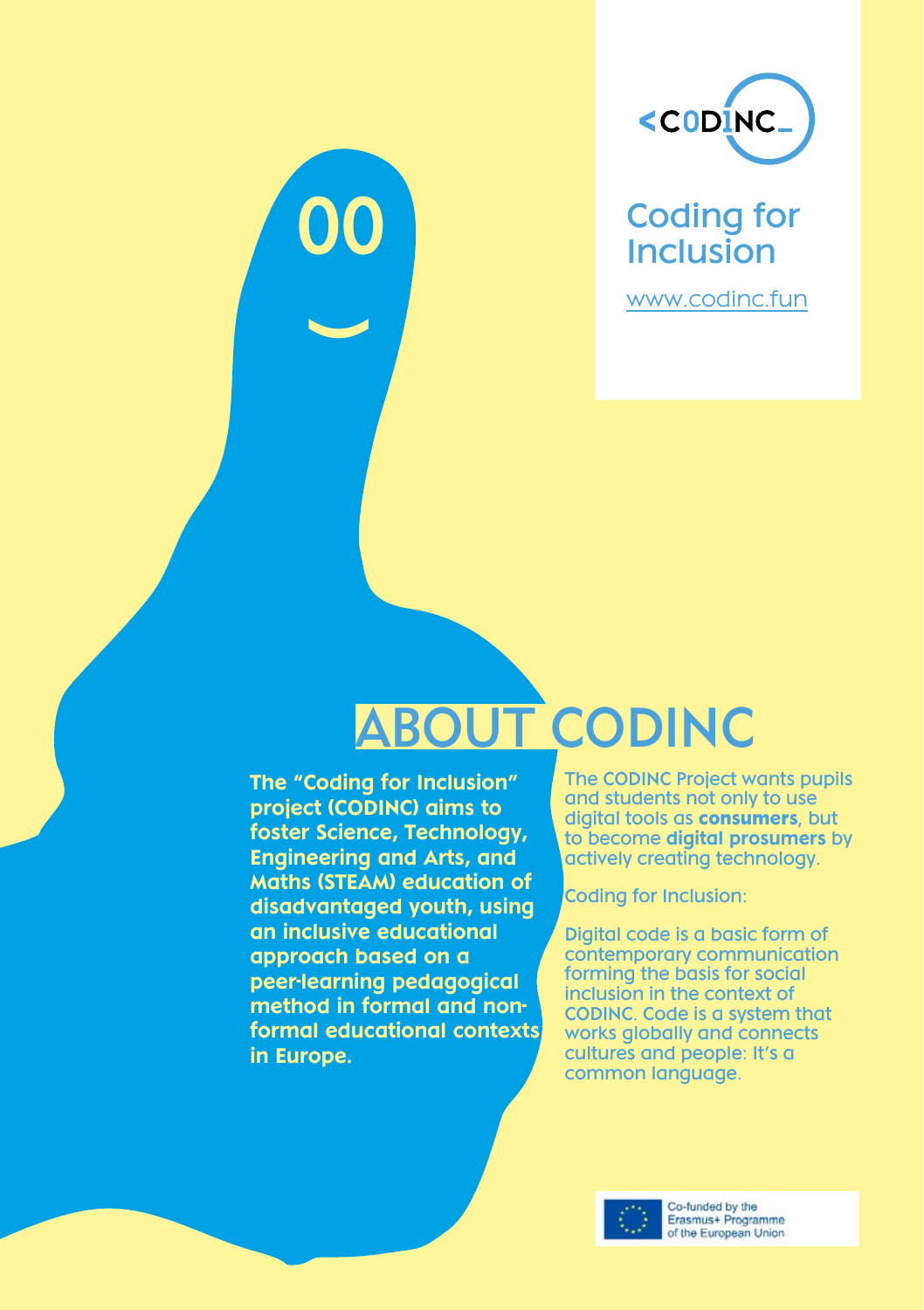<CODINC_

Coding for Inclusion

www.codinc.fun

# ABOUT CODINC

**The "Coding for Inclusion" project (CODINC) aims to foster Science, Technology, Engineering and Arts, and Maths (STEAM) education of disadvantaged youth, using an inclusive educational approach based on a peer-learning pedagogical method in formal and non-formal educational contexts in Europe.**

The CODINC Project wants pupils and students not only to use digital tools as **consumers**, but to become **digital prosumers** by actively creating technology.

Coding for Inclusion:

Digital code is a basic form of contemporary communication forming the basis for social inclusion in the context of CODINC. Code is a system that works globally and connects cultures and people: It's a common language.

Co-funded by the Erasmus+ Programme of the European Union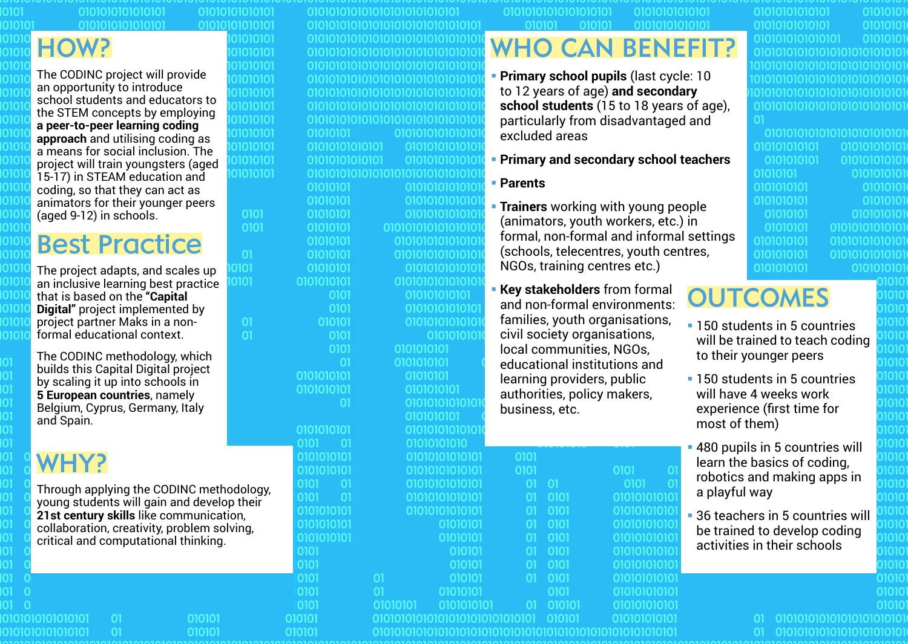## HOW?

The CODINC project will provide an opportunity to introduce school students and educators to the STEM concepts by employing **a peer-to-peer learning coding approach** and utilising coding as a means for social inclusion. The project will train youngsters (aged 15-17) in STEAM education and coding, so that they can act as animators for their younger peers (aged 9-12) in schools.

## Best Practice

The project adapts, and scales up an inclusive learning best practice that is based on the **"Capital Digital"** project implemented by project partner Maks in a non-formal educational context.

The CODINC methodology, which builds this Capital Digital project by scaling it up into schools in **5 European countries**, namely Belgium, Cyprus, Germany, Italy and Spain.

## WHY?

Through applying the CODINC methodology, young students will gain and develop their **21st century skills** like communication, collaboration, creativity, problem solving, critical and computational thinking.

## WHO CAN BENEFIT?

- **Primary school pupils** (last cycle: 10 to 12 years of age) **and secondary school students** (15 to 18 years of age), particularly from disadvantaged and excluded areas
- **Primary and secondary school teachers**
- **Parents**
- **Trainers** working with young people (animators, youth workers, etc.) in formal, non-formal and informal settings (schools, telecentres, youth centres, NGOs, training centres etc.)
- **Key stakeholders** from formal and non-formal environments: families, youth organisations, civil society organisations, local communities, NGOs, educational institutions and learning providers, public authorities, policy makers, business, etc.

## OUTCOMES

- 150 students in 5 countries will be trained to teach coding to their younger peers
- 150 students in 5 countries will have 4 weeks work experience (first time for most of them)
- 480 pupils in 5 countries will learn the basics of coding, robotics and making apps in a playful way
- 36 teachers in 5 countries will be trained to develop coding activities in their schools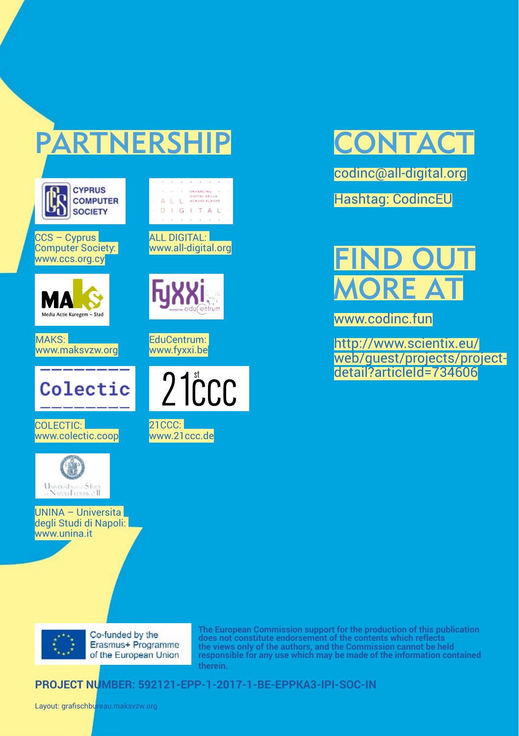# PARTNERSHIP

CCS – Cyprus Computer Society: www.ccs.org.cy

ALL DIGITAL: www.all-digital.org

MAKS: www.maksvzw.org

EduCentrum: www.fyxxi.be

COLECTIC: www.colectic.coop

21CCC: www.21ccc.de

UNINA – Universita degli Studi di Napoli: www.unina.it

# CONTACT

codinc@all-digital.org

Hashtag: CodincEU

# FIND OUT MORE AT

www.codinc.fun

http://www.scientix.eu/web/guest/projects/project-detail?articleId=734606

Co-funded by the Erasmus+ Programme of the European Union

**The European Commission support for the production of this publication does not constitute endorsement of the contents which reflects the views only of the authors, and the Commission cannot be held responsible for any use which may be made of the information contained therein.**

**PROJECT NUMBER: 592121-EPP-1-2017-1-BE-EPPKA3-IPI-SOC-IN**

Layout: grafischbureau.maksvzw.org